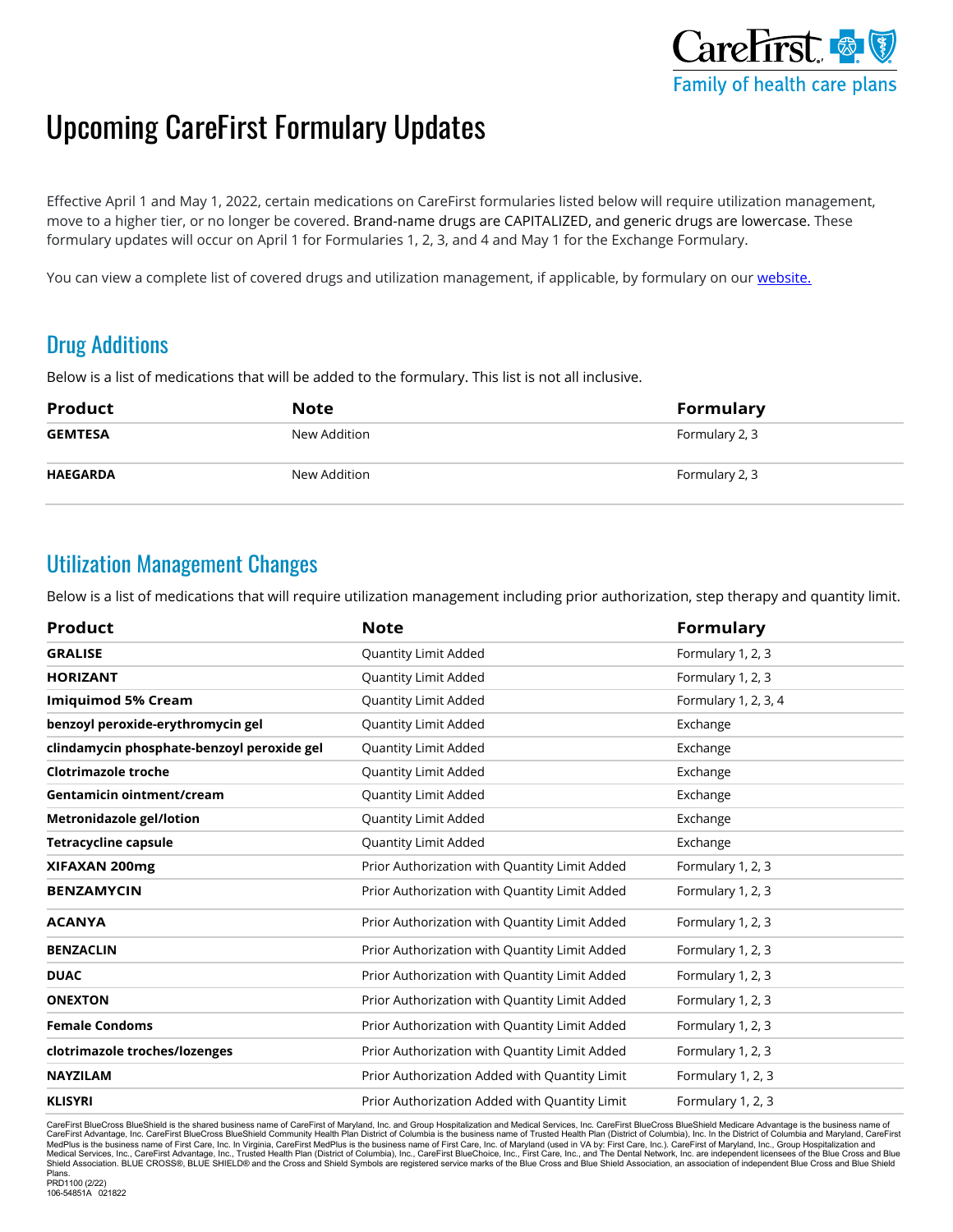# Upcoming CareFirst Formulary Updates

Effective April 1 and May 1, 2022, certain medications on CareFirst formularies listed below will require utilization management, move to a higher tier, or no longer be covered. Brand-name drugs are CAPITALIZED, and generic drugs are lowercase. These formulary updates will occur on April 1 for Formularies 1, 2, 3, and 4 and May 1 for the Exchange Formulary.

You can view a complete list of covered drugs and utilization management, if applicable, by formulary on our website.

## Drug Additions

Below is a list of medications that will be added to the formulary. This list is not all inclusive.

| Product | Note | Formulary |
|---|---|---|
| **GEMTESA** | New Addition | Formulary 2, 3 |
| **HAEGARDA** | New Addition | Formulary 2, 3 |

## Utilization Management Changes

Below is a list of medications that will require utilization management including prior authorization, step therapy and quantity limit.

| Product | Note | Formulary |
|---|---|---|
| **GRALISE** | Quantity Limit Added | Formulary 1, 2, 3 |
| **HORIZANT** | Quantity Limit Added | Formulary 1, 2, 3 |
| **Imiquimod 5% Cream** | Quantity Limit Added | Formulary 1, 2, 3, 4 |
| **benzoyl peroxide-erythromycin gel** | Quantity Limit Added | Exchange |
| **clindamycin phosphate-benzoyl peroxide gel** | Quantity Limit Added | Exchange |
| **Clotrimazole troche** | Quantity Limit Added | Exchange |
| **Gentamicin ointment/cream** | Quantity Limit Added | Exchange |
| **Metronidazole gel/lotion** | Quantity Limit Added | Exchange |
| **Tetracycline capsule** | Quantity Limit Added | Exchange |
| **XIFAXAN 200mg** | Prior Authorization with Quantity Limit Added | Formulary 1, 2, 3 |
| **BENZAMYCIN** | Prior Authorization with Quantity Limit Added | Formulary 1, 2, 3 |
| **ACANYA** | Prior Authorization with Quantity Limit Added | Formulary 1, 2, 3 |
| **BENZACLIN** | Prior Authorization with Quantity Limit Added | Formulary 1, 2, 3 |
| **DUAC** | Prior Authorization with Quantity Limit Added | Formulary 1, 2, 3 |
| **ONEXTON** | Prior Authorization with Quantity Limit Added | Formulary 1, 2, 3 |
| **Female Condoms** | Prior Authorization with Quantity Limit Added | Formulary 1, 2, 3 |
| **clotrimazole troches/lozenges** | Prior Authorization with Quantity Limit Added | Formulary 1, 2, 3 |
| **NAYZILAM** | Prior Authorization Added with Quantity Limit | Formulary 1, 2, 3 |
| **KLISYRI** | Prior Authorization Added with Quantity Limit | Formulary 1, 2, 3 |

CareFirst BlueCross BlueShield is the shared business name of CareFirst of Maryland, Inc. and Group Hospitalization and Medical Services, Inc. CareFirst BlueCross BlueShield Medicare Advantage is the business name of CareFirst Advantage, Inc. CareFirst BlueCross BlueShield Community Health Plan District of Columbia is the business name of Trusted Health Plan (District of Columbia), Inc. In the District of Columbia and Maryland, CareFirst MedPlus is the business name of First Care, Inc. In Virginia, CareFirst MedPlus is the business name of First Care, Inc. of Maryland (used in VA by: First Care, Inc.). CareFirst of Maryland, Inc., Group Hospitalization and Medical Services, Inc., CareFirst Advantage, Inc., Trusted Health Plan (District of Columbia), Inc., CareFirst BlueChoice, Inc., First Care, Inc., and The Dental Network, Inc. are independent licensees of the Blue Cross and Blue Shield Association. BLUE CROSS®, BLUE SHIELD® and the Cross and Shield Symbols are registered service marks of the Blue Cross and Blue Shield Association, an association of independent Blue Cross and Blue Shield Plans.
PRD1100 (2/22)
106-54851A 021822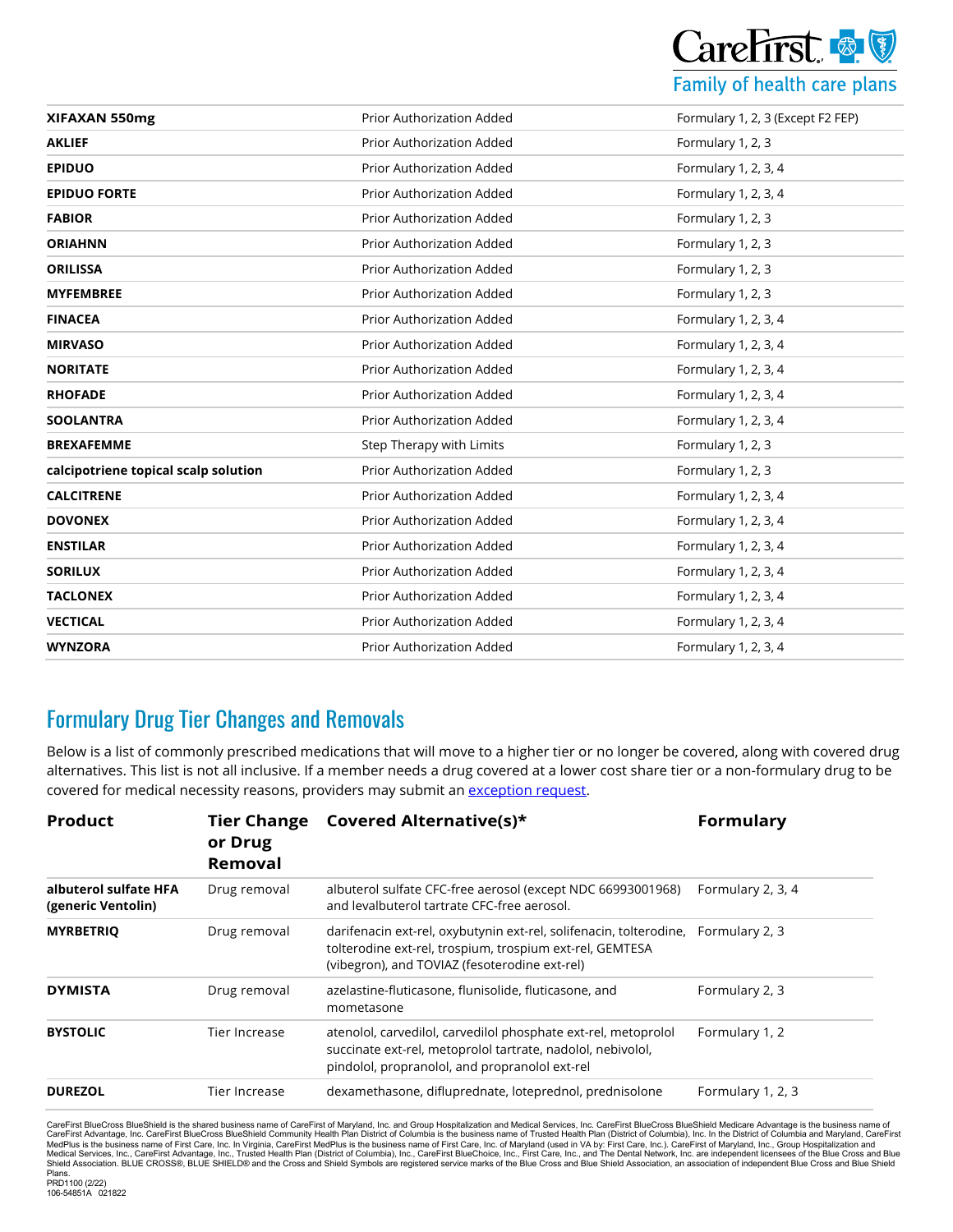| | | |
|---|---|---|
| **XIFAXAN 550mg** | Prior Authorization Added | Formulary 1, 2, 3 (Except F2 FEP) |
| **AKLIEF** | Prior Authorization Added | Formulary 1, 2, 3 |
| **EPIDUO** | Prior Authorization Added | Formulary 1, 2, 3, 4 |
| **EPIDUO FORTE** | Prior Authorization Added | Formulary 1, 2, 3, 4 |
| **FABIOR** | Prior Authorization Added | Formulary 1, 2, 3 |
| **ORIAHNN** | Prior Authorization Added | Formulary 1, 2, 3 |
| **ORILISSA** | Prior Authorization Added | Formulary 1, 2, 3 |
| **MYFEMBREE** | Prior Authorization Added | Formulary 1, 2, 3 |
| **FINACEA** | Prior Authorization Added | Formulary 1, 2, 3, 4 |
| **MIRVASO** | Prior Authorization Added | Formulary 1, 2, 3, 4 |
| **NORITATE** | Prior Authorization Added | Formulary 1, 2, 3, 4 |
| **RHOFADE** | Prior Authorization Added | Formulary 1, 2, 3, 4 |
| **SOOLANTRA** | Prior Authorization Added | Formulary 1, 2, 3, 4 |
| **BREXAFEMME** | Step Therapy with Limits | Formulary 1, 2, 3 |
| **calcipotriene topical scalp solution** | Prior Authorization Added | Formulary 1, 2, 3 |
| **CALCITRENE** | Prior Authorization Added | Formulary 1, 2, 3, 4 |
| **DOVONEX** | Prior Authorization Added | Formulary 1, 2, 3, 4 |
| **ENSTILAR** | Prior Authorization Added | Formulary 1, 2, 3, 4 |
| **SORILUX** | Prior Authorization Added | Formulary 1, 2, 3, 4 |
| **TACLONEX** | Prior Authorization Added | Formulary 1, 2, 3, 4 |
| **VECTICAL** | Prior Authorization Added | Formulary 1, 2, 3, 4 |
| **WYNZORA** | Prior Authorization Added | Formulary 1, 2, 3, 4 |

## Formulary Drug Tier Changes and Removals

Below is a list of commonly prescribed medications that will move to a higher tier or no longer be covered, along with covered drug alternatives. This list is not all inclusive. If a member needs a drug covered at a lower cost share tier or a non-formulary drug to be covered for medical necessity reasons, providers may submit an exception request.

| Product | Tier Change or Drug Removal | Covered Alternative(s)* | Formulary |
|---|---|---|---|
| **albuterol sulfate HFA (generic Ventolin)** | Drug removal | albuterol sulfate CFC-free aerosol (except NDC 66993001968) and levalbuterol tartrate CFC-free aerosol. | Formulary 2, 3, 4 |
| **MYRBETRIQ** | Drug removal | darifenacin ext-rel, oxybutynin ext-rel, solifenacin, tolterodine, tolterodine ext-rel, trospium, trospium ext-rel, GEMTESA (vibegron), and TOVIAZ (fesoterodine ext-rel) | Formulary 2, 3 |
| **DYMISTA** | Drug removal | azelastine-fluticasone, flunisolide, fluticasone, and mometasone | Formulary 2, 3 |
| **BYSTOLIC** | Tier Increase | atenolol, carvedilol, carvedilol phosphate ext-rel, metoprolol succinate ext-rel, metoprolol tartrate, nadolol, nebivolol, pindolol, propranolol, and propranolol ext-rel | Formulary 1, 2 |
| **DUREZOL** | Tier Increase | dexamethasone, difluprednate, loteprednol, prednisolone | Formulary 1, 2, 3 |

CareFirst BlueCross BlueShield is the shared business name of CareFirst of Maryland, Inc. and Group Hospitalization and Medical Services, Inc. CareFirst BlueCross BlueShield Medicare Advantage is the business name of CareFirst Advantage, Inc. CareFirst BlueCross BlueShield Community Health Plan District of Columbia is the business name of Trusted Health Plan (District of Columbia), Inc. In the District of Columbia and Maryland, CareFirst MedPlus is the business name of First Care, Inc. In Virginia, CareFirst MedPlus is the business name of First Care, Inc. of Maryland (used in VA by: First Care, Inc.). CareFirst of Maryland, Inc., Group Hospitalization and Medical Services, Inc., CareFirst Advantage, Inc., Trusted Health Plan (District of Columbia), Inc., CareFirst BlueChoice, Inc., First Care, Inc., and The Dental Network, Inc. are independent licensees of the Blue Cross and Blue Shield Association. BLUE CROSS®, BLUE SHIELD® and the Cross and Shield Symbols are registered service marks of the Blue Cross and Blue Shield Association, an association of independent Blue Cross and Blue Shield Plans.

PRD1100 (2/22)
106-54851A 021822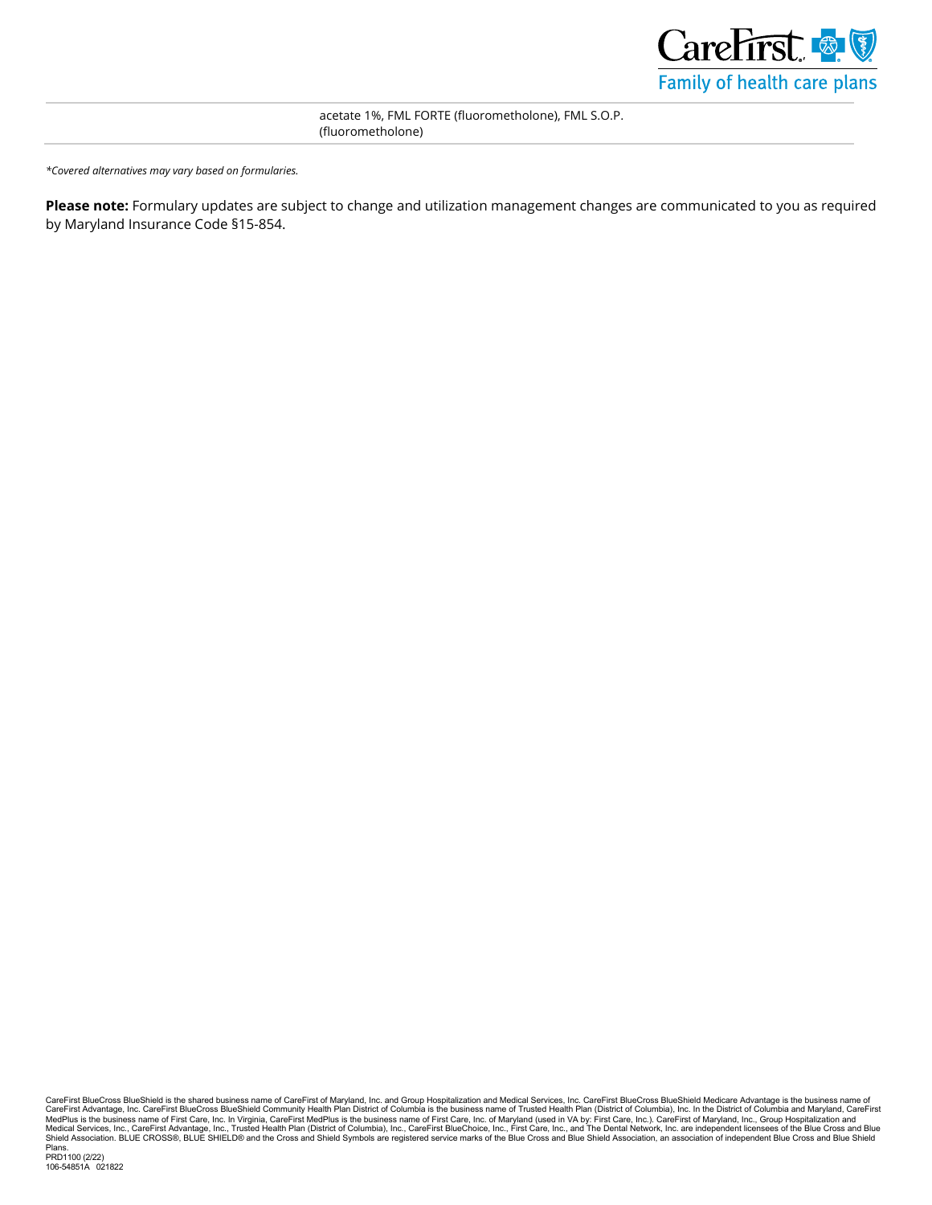| | |
|---|---|
| | acetate 1%, FML FORTE (fluorometholone), FML S.O.P. (fluorometholone) |

*Covered alternatives may vary based on formularies.*

**Please note:** Formulary updates are subject to change and utilization management changes are communicated to you as required by Maryland Insurance Code §15-854.

CareFirst BlueCross BlueShield is the shared business name of CareFirst of Maryland, Inc. and Group Hospitalization and Medical Services, Inc. CareFirst BlueCross BlueShield Medicare Advantage is the business name of CareFirst Advantage, Inc. CareFirst BlueCross BlueShield Community Health Plan District of Columbia is the business name of Trusted Health Plan (District of Columbia), Inc. In the District of Columbia and Maryland, CareFirst MedPlus is the business name of First Care, Inc. In Virginia, CareFirst MedPlus is the business name of First Care, Inc. of Maryland (used in VA by: First Care, Inc.). CareFirst of Maryland, Inc., Group Hospitalization and Medical Services, Inc., CareFirst Advantage, Inc., Trusted Health Plan (District of Columbia), Inc., CareFirst BlueChoice, Inc., First Care, Inc., and The Dental Network, Inc. are independent licensees of the Blue Cross and Blue Shield Association. BLUE CROSS®, BLUE SHIELD® and the Cross and Shield Symbols are registered service marks of the Blue Cross and Blue Shield Association, an association of independent Blue Cross and Blue Shield Plans.
PRD1100 (2/22)
106-54851A 021822